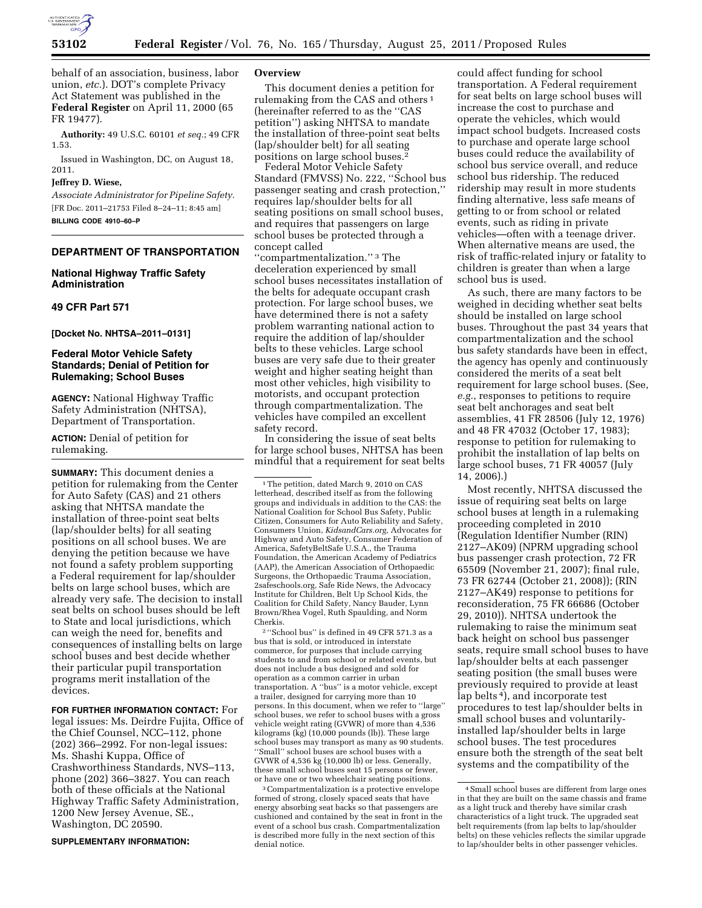behalf of an association, business, labor union, *etc.*). DOT's complete Privacy Act Statement was published in the **Federal Register** on April 11, 2000 (65 FR 19477).

**Authority:** 49 U.S.C. 60101 *et seq.*; 49 CFR 1.53.

Issued in Washington, DC, on August 18, 2011.

**Jeffrey D. Wiese,**

*Associate Administrator for Pipeline Safety.*

[FR Doc. 2011–21753 Filed 8–24–11; 8:45 am]

**BILLING CODE 4910–60–P**

## DEPARTMENT OF TRANSPORTATION

### National Highway Traffic Safety Administration

### 49 CFR Part 571

**[Docket No. NHTSA–2011–0131]**

### Federal Motor Vehicle Safety Standards; Denial of Petition for Rulemaking; School Buses

**AGENCY:** National Highway Traffic Safety Administration (NHTSA), Department of Transportation.

**ACTION:** Denial of petition for rulemaking.

**SUMMARY:** This document denies a petition for rulemaking from the Center for Auto Safety (CAS) and 21 others asking that NHTSA mandate the installation of three-point seat belts (lap/shoulder belts) for all seating positions on all school buses. We are denying the petition because we have not found a safety problem supporting a Federal requirement for lap/shoulder belts on large school buses, which are already very safe. The decision to install seat belts on school buses should be left to State and local jurisdictions, which can weigh the need for, benefits and consequences of installing belts on large school buses and best decide whether their particular pupil transportation programs merit installation of the devices.

**FOR FURTHER INFORMATION CONTACT:** For legal issues: Ms. Deirdre Fujita, Office of the Chief Counsel, NCC–112, phone (202) 366–2992. For non-legal issues: Ms. Shashi Kuppa, Office of Crashworthiness Standards, NVS–113, phone (202) 366–3827. You can reach both of these officials at the National Highway Traffic Safety Administration, 1200 New Jersey Avenue, SE., Washington, DC 20590.

**SUPPLEMENTARY INFORMATION:**

**Overview**

This document denies a petition for rulemaking from the CAS and others [1] (hereinafter referred to as the ''CAS petition'') asking NHTSA to mandate the installation of three-point seat belts (lap/shoulder belt) for all seating positions on large school buses.[2]

Federal Motor Vehicle Safety Standard (FMVSS) No. 222, ''School bus passenger seating and crash protection,'' requires lap/shoulder belts for all seating positions on small school buses, and requires that passengers on large school buses be protected through a concept called ''compartmentalization.'' [3] The deceleration experienced by small school buses necessitates installation of the belts for adequate occupant crash protection. For large school buses, we have determined there is not a safety problem warranting national action to require the addition of lap/shoulder belts to these vehicles. Large school buses are very safe due to their greater weight and higher seating height than most other vehicles, high visibility to motorists, and occupant protection through compartmentalization. The vehicles have compiled an excellent safety record.

In considering the issue of seat belts for large school buses, NHTSA has been mindful that a requirement for seat belts could affect funding for school transportation. A Federal requirement for seat belts on large school buses will increase the cost to purchase and operate the vehicles, which would impact school budgets. Increased costs to purchase and operate large school buses could reduce the availability of school bus service overall, and reduce school bus ridership. The reduced ridership may result in more students finding alternative, less safe means of getting to or from school or related events, such as riding in private vehicles—often with a teenage driver. When alternative means are used, the risk of traffic-related injury or fatality to children is greater than when a large school bus is used.

As such, there are many factors to be weighed in deciding whether seat belts should be installed on large school buses. Throughout the past 34 years that compartmentalization and the school bus safety standards have been in effect, the agency has openly and continuously considered the merits of a seat belt requirement for large school buses. (See, *e.g.*, responses to petitions to require seat belt anchorages and seat belt assemblies, 41 FR 28506 (July 12, 1976) and 48 FR 47032 (October 17, 1983); response to petition for rulemaking to prohibit the installation of lap belts on large school buses, 71 FR 40057 (July 14, 2006).)

Most recently, NHTSA discussed the issue of requiring seat belts on large school buses at length in a rulemaking proceeding completed in 2010 (Regulation Identifier Number (RIN) 2127–AK09) (NPRM upgrading school bus passenger crash protection, 72 FR 65509 (November 21, 2007); final rule, 73 FR 62744 (October 21, 2008)); (RIN 2127–AK49) response to petitions for reconsideration, 75 FR 66686 (October 29, 2010)). NHTSA undertook the rulemaking to raise the minimum seat back height on school bus passenger seats, require small school buses to have lap/shoulder belts at each passenger seating position (the small buses were previously required to provide at least lap belts [4]), and incorporate test procedures to test lap/shoulder belts in small school buses and voluntarily-installed lap/shoulder belts in large school buses. The test procedures ensure both the strength of the seat belt systems and the compatibility of the

---

[1] The petition, dated March 9, 2010 on CAS letterhead, described itself as from the following groups and individuals in addition to the CAS: the National Coalition for School Bus Safety, Public Citizen, Consumers for Auto Reliability and Safety, Consumers Union, *KidsandCars.org,* Advocates for Highway and Auto Safety, Consumer Federation of America, SafetyBeltSafe U.S.A., the Trauma Foundation, the American Academy of Pediatrics (AAP), the American Association of Orthopaedic Surgeons, the Orthopaedic Trauma Association, 2safeschools.org, Safe Ride News, the Advocacy Institute for Children, Belt Up School Kids, the Coalition for Child Safety, Nancy Bauder, Lynn Brown/Rhea Vogel, Ruth Spaulding, and Norm Cherkis.

[2] ''School bus'' is defined in 49 CFR 571.3 as a bus that is sold, or introduced in interstate commerce, for purposes that include carrying students to and from school or related events, but does not include a bus designed and sold for operation as a common carrier in urban transportation. A ''bus'' is a motor vehicle, except a trailer, designed for carrying more than 10 persons. In this document, when we refer to ''large'' school buses, we refer to school buses with a gross vehicle weight rating (GVWR) of more than 4,536 kilograms (kg) (10,000 pounds (lb)). These large school buses may transport as many as 90 students. ''Small'' school buses are school buses with a GVWR of 4,536 kg (10,000 lb) or less. Generally, these small school buses seat 15 persons or fewer, or have one or two wheelchair seating positions.

[3] Compartmentalization is a protective envelope formed of strong, closely spaced seats that have energy absorbing seat backs so that passengers are cushioned and contained by the seat in front in the event of a school bus crash. Compartmentalization is described more fully in the next section of this denial notice.

[4] Small school buses are different from large ones in that they are built on the same chassis and frame as a light truck and thereby have similar crash characteristics of a light truck. The upgraded seat belt requirements (from lap belts to lap/shoulder belts) on these vehicles reflects the similar upgrade to lap/shoulder belts in other passenger vehicles.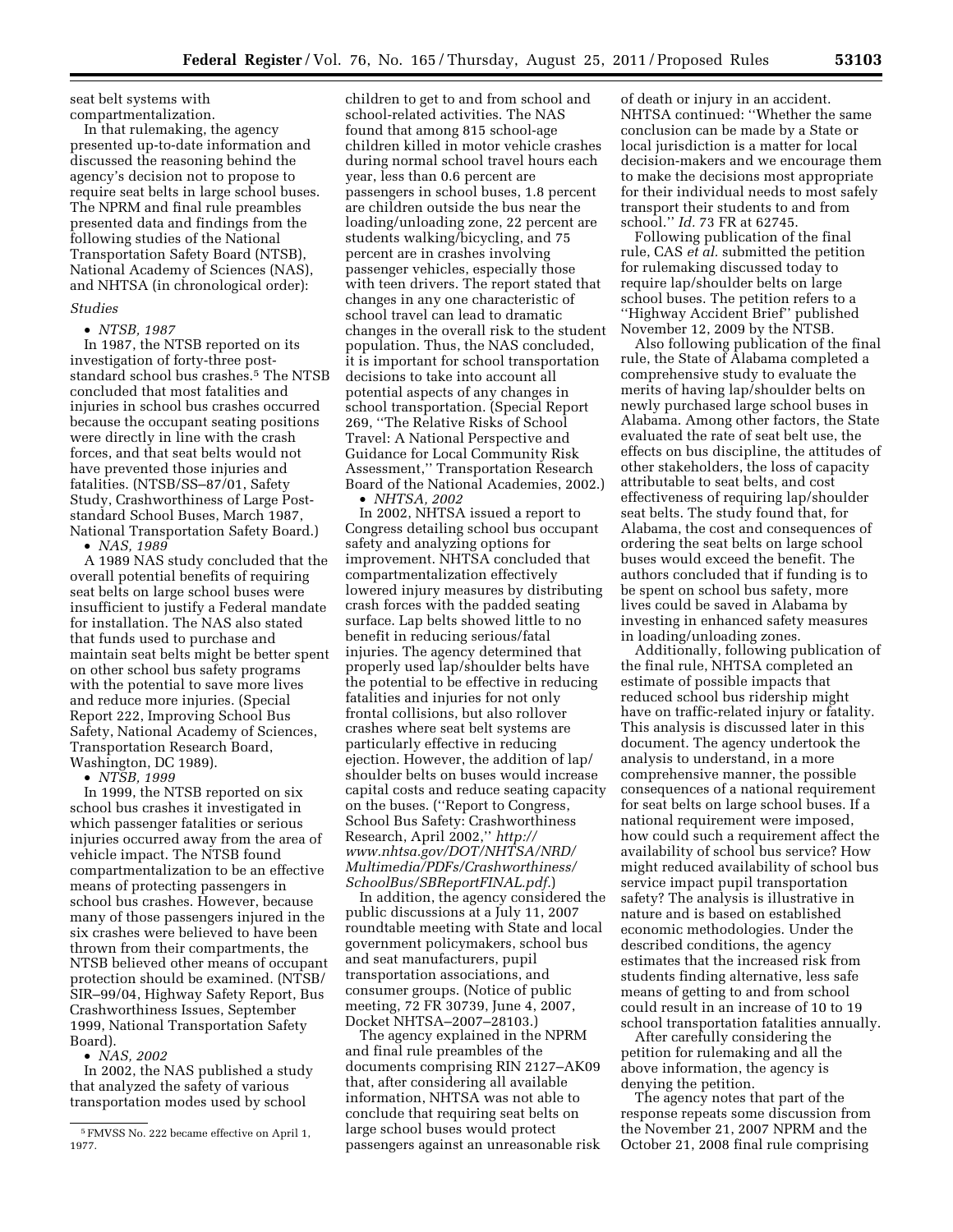seat belt systems with compartmentalization.

In that rulemaking, the agency presented up-to-date information and discussed the reasoning behind the agency's decision not to propose to require seat belts in large school buses. The NPRM and final rule preambles presented data and findings from the following studies of the National Transportation Safety Board (NTSB), National Academy of Sciences (NAS), and NHTSA (in chronological order):

*Studies*

• *NTSB, 1987*

In 1987, the NTSB reported on its investigation of forty-three post-standard school bus crashes.[5] The NTSB concluded that most fatalities and injuries in school bus crashes occurred because the occupant seating positions were directly in line with the crash forces, and that seat belts would not have prevented those injuries and fatalities. (NTSB/SS–87/01, Safety Study, Crashworthiness of Large Post-standard School Buses, March 1987, National Transportation Safety Board.)

• *NAS, 1989*

A 1989 NAS study concluded that the overall potential benefits of requiring seat belts on large school buses were insufficient to justify a Federal mandate for installation. The NAS also stated that funds used to purchase and maintain seat belts might be better spent on other school bus safety programs with the potential to save more lives and reduce more injuries. (Special Report 222, Improving School Bus Safety, National Academy of Sciences, Transportation Research Board, Washington, DC 1989).

• *NTSB, 1999*

In 1999, the NTSB reported on six school bus crashes it investigated in which passenger fatalities or serious injuries occurred away from the area of vehicle impact. The NTSB found compartmentalization to be an effective means of protecting passengers in school bus crashes. However, because many of those passengers injured in the six crashes were believed to have been thrown from their compartments, the NTSB believed other means of occupant protection should be examined. (NTSB/SIR–99/04, Highway Safety Report, Bus Crashworthiness Issues, September 1999, National Transportation Safety Board).

• *NAS, 2002*

In 2002, the NAS published a study that analyzed the safety of various transportation modes used by school children to get to and from school and school-related activities. The NAS found that among 815 school-age children killed in motor vehicle crashes during normal school travel hours each year, less than 0.6 percent are passengers in school buses, 1.8 percent are children outside the bus near the loading/unloading zone, 22 percent are students walking/bicycling, and 75 percent are in crashes involving passenger vehicles, especially those with teen drivers. The report stated that changes in any one characteristic of school travel can lead to dramatic changes in the overall risk to the student population. Thus, the NAS concluded, it is important for school transportation decisions to take into account all potential aspects of any changes in school transportation. (Special Report 269, ''The Relative Risks of School Travel: A National Perspective and Guidance for Local Community Risk Assessment,'' Transportation Research Board of the National Academies, 2002.)

• *NHTSA, 2002*

In 2002, NHTSA issued a report to Congress detailing school bus occupant safety and analyzing options for improvement. NHTSA concluded that compartmentalization effectively lowered injury measures by distributing crash forces with the padded seating surface. Lap belts showed little to no benefit in reducing serious/fatal injuries. The agency determined that properly used lap/shoulder belts have the potential to be effective in reducing fatalities and injuries for not only frontal collisions, but also rollover crashes where seat belt systems are particularly effective in reducing ejection. However, the addition of lap/shoulder belts on buses would increase capital costs and reduce seating capacity on the buses. (''Report to Congress, School Bus Safety: Crashworthiness Research, April 2002,'' *http://www.nhtsa.gov/DOT/NHTSA/NRD/Multimedia/PDFs/Crashworthiness/SchoolBus/SBReportFINAL.pdf.*)

In addition, the agency considered the public discussions at a July 11, 2007 roundtable meeting with State and local government policymakers, school bus and seat manufacturers, pupil transportation associations, and consumer groups. (Notice of public meeting, 72 FR 30739, June 4, 2007, Docket NHTSA–2007–28103.)

The agency explained in the NPRM and final rule preambles of the documents comprising RIN 2127–AK09 that, after considering all available information, NHTSA was not able to conclude that requiring seat belts on large school buses would protect passengers against an unreasonable risk of death or injury in an accident. NHTSA continued: ''Whether the same conclusion can be made by a State or local jurisdiction is a matter for local decision-makers and we encourage them to make the decisions most appropriate for their individual needs to most safely transport their students to and from school.'' *Id.* 73 FR at 62745.

Following publication of the final rule, CAS *et al.* submitted the petition for rulemaking discussed today to require lap/shoulder belts on large school buses. The petition refers to a ''Highway Accident Brief'' published November 12, 2009 by the NTSB.

Also following publication of the final rule, the State of Alabama completed a comprehensive study to evaluate the merits of having lap/shoulder belts on newly purchased large school buses in Alabama. Among other factors, the State evaluated the rate of seat belt use, the effects on bus discipline, the attitudes of other stakeholders, the loss of capacity attributable to seat belts, and cost effectiveness of requiring lap/shoulder seat belts. The study found that, for Alabama, the cost and consequences of ordering the seat belts on large school buses would exceed the benefit. The authors concluded that if funding is to be spent on school bus safety, more lives could be saved in Alabama by investing in enhanced safety measures in loading/unloading zones.

Additionally, following publication of the final rule, NHTSA completed an estimate of possible impacts that reduced school bus ridership might have on traffic-related injury or fatality. This analysis is discussed later in this document. The agency undertook the analysis to understand, in a more comprehensive manner, the possible consequences of a national requirement for seat belts on large school buses. If a national requirement were imposed, how could such a requirement affect the availability of school bus service? How might reduced availability of school bus service impact pupil transportation safety? The analysis is illustrative in nature and is based on established economic methodologies. Under the described conditions, the agency estimates that the increased risk from students finding alternative, less safe means of getting to and from school could result in an increase of 10 to 19 school transportation fatalities annually.

After carefully considering the petition for rulemaking and all the above information, the agency is denying the petition.

The agency notes that part of the response repeats some discussion from the November 21, 2007 NPRM and the October 21, 2008 final rule comprising

[5] FMVSS No. 222 became effective on April 1, 1977.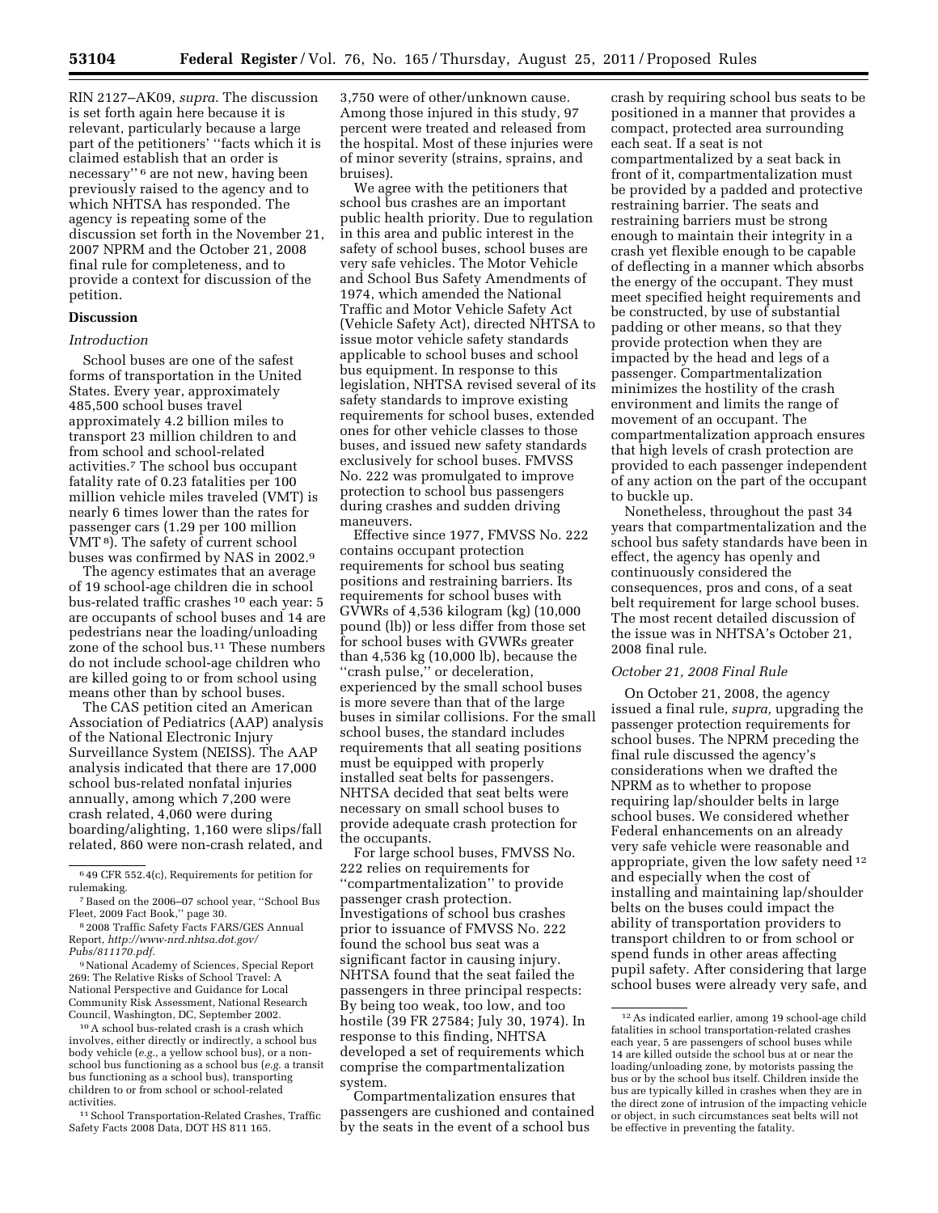RIN 2127–AK09, *supra.* The discussion is set forth again here because it is relevant, particularly because a large part of the petitioners' ''facts which it is claimed establish that an order is necessary'' [6] are not new, having been previously raised to the agency and to which NHTSA has responded. The agency is repeating some of the discussion set forth in the November 21, 2007 NPRM and the October 21, 2008 final rule for completeness, and to provide a context for discussion of the petition.

## Discussion

### *Introduction*

School buses are one of the safest forms of transportation in the United States. Every year, approximately 485,500 school buses travel approximately 4.2 billion miles to transport 23 million children to and from school and school-related activities.[7] The school bus occupant fatality rate of 0.23 fatalities per 100 million vehicle miles traveled (VMT) is nearly 6 times lower than the rates for passenger cars (1.29 per 100 million VMT [8]). The safety of current school buses was confirmed by NAS in 2002.[9]

The agency estimates that an average of 19 school-age children die in school bus-related traffic crashes [10] each year: 5 are occupants of school buses and 14 are pedestrians near the loading/unloading zone of the school bus.[11] These numbers do not include school-age children who are killed going to or from school using means other than by school buses.

The CAS petition cited an American Association of Pediatrics (AAP) analysis of the National Electronic Injury Surveillance System (NEISS). The AAP analysis indicated that there are 17,000 school bus-related nonfatal injuries annually, among which 7,200 were crash related, 4,060 were during boarding/alighting, 1,160 were slips/fall related, 860 were non-crash related, and 3,750 were of other/unknown cause. Among those injured in this study, 97 percent were treated and released from the hospital. Most of these injuries were of minor severity (strains, sprains, and bruises).

We agree with the petitioners that school bus crashes are an important public health priority. Due to regulation in this area and public interest in the safety of school buses, school buses are very safe vehicles. The Motor Vehicle and School Bus Safety Amendments of 1974, which amended the National Traffic and Motor Vehicle Safety Act (Vehicle Safety Act), directed NHTSA to issue motor vehicle safety standards applicable to school buses and school bus equipment. In response to this legislation, NHTSA revised several of its safety standards to improve existing requirements for school buses, extended ones for other vehicle classes to those buses, and issued new safety standards exclusively for school buses. FMVSS No. 222 was promulgated to improve protection to school bus passengers during crashes and sudden driving maneuvers.

Effective since 1977, FMVSS No. 222 contains occupant protection requirements for school bus seating positions and restraining barriers. Its requirements for school buses with GVWRs of 4,536 kilogram (kg) (10,000 pound (lb)) or less differ from those set for school buses with GVWRs greater than 4,536 kg (10,000 lb), because the ''crash pulse,'' or deceleration, experienced by the small school buses is more severe than that of the large buses in similar collisions. For the small school buses, the standard includes requirements that all seating positions must be equipped with properly installed seat belts for passengers. NHTSA decided that seat belts were necessary on small school buses to provide adequate crash protection for the occupants.

For large school buses, FMVSS No. 222 relies on requirements for ''compartmentalization'' to provide passenger crash protection. Investigations of school bus crashes prior to issuance of FMVSS No. 222 found the school bus seat was a significant factor in causing injury. NHTSA found that the seat failed the passengers in three principal respects: By being too weak, too low, and too hostile (39 FR 27584; July 30, 1974). In response to this finding, NHTSA developed a set of requirements which comprise the compartmentalization system.

Compartmentalization ensures that passengers are cushioned and contained by the seats in the event of a school bus crash by requiring school bus seats to be positioned in a manner that provides a compact, protected area surrounding each seat. If a seat is not compartmentalized by a seat back in front of it, compartmentalization must be provided by a padded and protective restraining barrier. The seats and restraining barriers must be strong enough to maintain their integrity in a crash yet flexible enough to be capable of deflecting in a manner which absorbs the energy of the occupant. They must meet specified height requirements and be constructed, by use of substantial padding or other means, so that they provide protection when they are impacted by the head and legs of a passenger. Compartmentalization minimizes the hostility of the crash environment and limits the range of movement of an occupant. The compartmentalization approach ensures that high levels of crash protection are provided to each passenger independent of any action on the part of the occupant to buckle up.

Nonetheless, throughout the past 34 years that compartmentalization and the school bus safety standards have been in effect, the agency has openly and continuously considered the consequences, pros and cons, of a seat belt requirement for large school buses. The most recent detailed discussion of the issue was in NHTSA's October 21, 2008 final rule.

### *October 21, 2008 Final Rule*

On October 21, 2008, the agency issued a final rule, *supra,* upgrading the passenger protection requirements for school buses. The NPRM preceding the final rule discussed the agency's considerations when we drafted the NPRM as to whether to propose requiring lap/shoulder belts in large school buses. We considered whether Federal enhancements on an already very safe vehicle were reasonable and appropriate, given the low safety need [12] and especially when the cost of installing and maintaining lap/shoulder belts on the buses could impact the ability of transportation providers to transport children to or from school or spend funds in other areas affecting pupil safety. After considering that large school buses were already very safe, and

---

[6] 49 CFR 552.4(c), Requirements for petition for rulemaking.

[7] Based on the 2006–07 school year, ''School Bus Fleet, 2009 Fact Book,'' page 30.

[8] 2008 Traffic Safety Facts FARS/GES Annual Report, *http://www-nrd.nhtsa.dot.gov/Pubs/811170.pdf.*

[9] National Academy of Sciences, Special Report 269: The Relative Risks of School Travel: A National Perspective and Guidance for Local Community Risk Assessment, National Research Council, Washington, DC, September 2002.

[10] A school bus-related crash is a crash which involves, either directly or indirectly, a school bus body vehicle (*e.g.*, a yellow school bus), or a non-school bus functioning as a school bus (*e.g.* a transit bus functioning as a school bus), transporting children to or from school or school-related activities.

[11] School Transportation-Related Crashes, Traffic Safety Facts 2008 Data, DOT HS 811 165.

[12] As indicated earlier, among 19 school-age child fatalities in school transportation-related crashes each year, 5 are passengers of school buses while 14 are killed outside the school bus at or near the loading/unloading zone, by motorists passing the bus or by the school bus itself. Children inside the bus are typically killed in crashes when they are in the direct zone of intrusion of the impacting vehicle or object, in such circumstances seat belts will not be effective in preventing the fatality.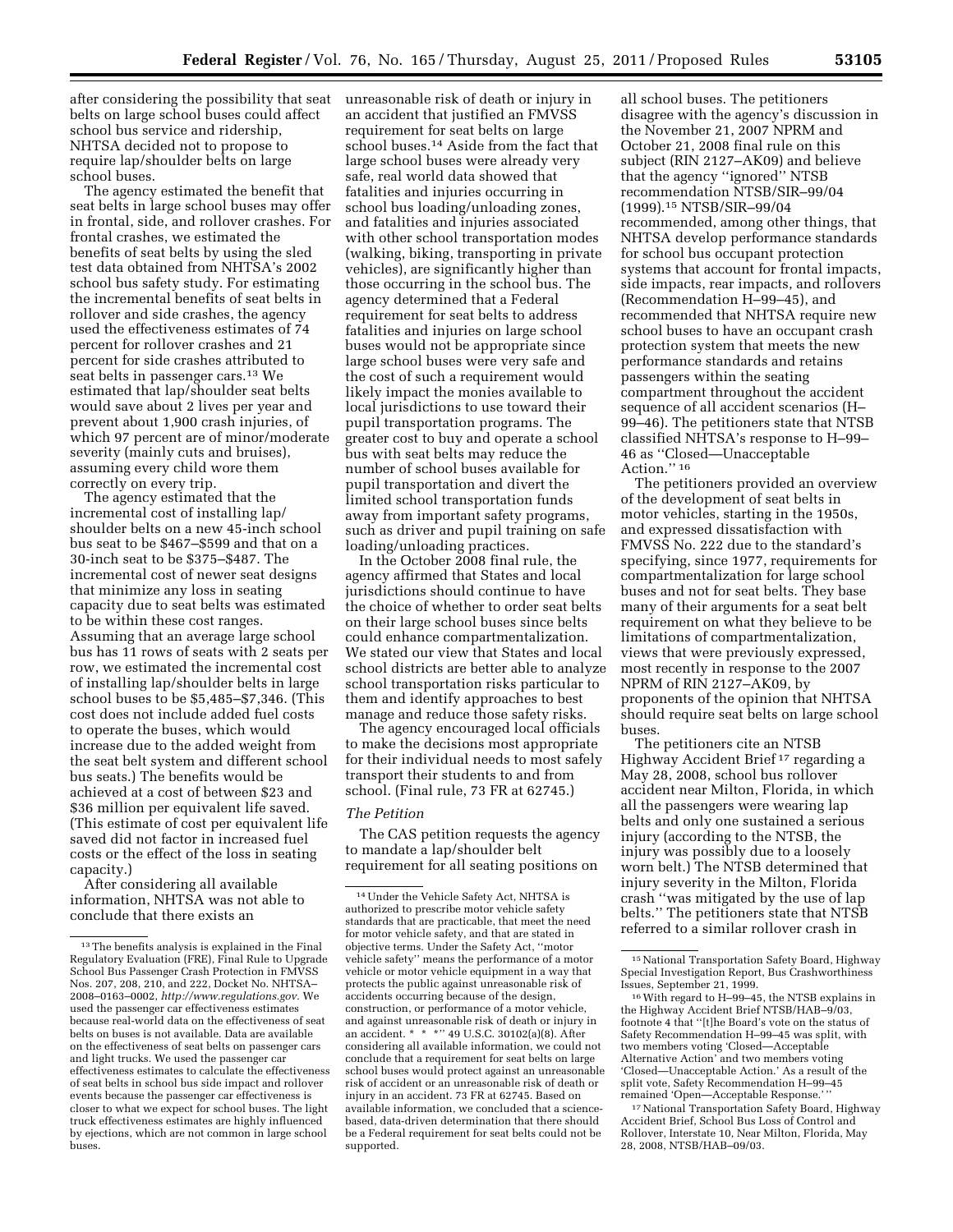after considering the possibility that seat belts on large school buses could affect school bus service and ridership, NHTSA decided not to propose to require lap/shoulder belts on large school buses.

The agency estimated the benefit that seat belts in large school buses may offer in frontal, side, and rollover crashes. For frontal crashes, we estimated the benefits of seat belts by using the sled test data obtained from NHTSA's 2002 school bus safety study. For estimating the incremental benefits of seat belts in rollover and side crashes, the agency used the effectiveness estimates of 74 percent for rollover crashes and 21 percent for side crashes attributed to seat belts in passenger cars.[13] We estimated that lap/shoulder seat belts would save about 2 lives per year and prevent about 1,900 crash injuries, of which 97 percent are of minor/moderate severity (mainly cuts and bruises), assuming every child wore them correctly on every trip.

The agency estimated that the incremental cost of installing lap/shoulder belts on a new 45-inch school bus seat to be $467–$599 and that on a 30-inch seat to be $375–$487. The incremental cost of newer seat designs that minimize any loss in seating capacity due to seat belts was estimated to be within these cost ranges. Assuming that an average large school bus has 11 rows of seats with 2 seats per row, we estimated the incremental cost of installing lap/shoulder belts in large school buses to be $5,485–$7,346. (This cost does not include added fuel costs to operate the buses, which would increase due to the added weight from the seat belt system and different school bus seats.) The benefits would be achieved at a cost of between $23 and $36 million per equivalent life saved. (This estimate of cost per equivalent life saved did not factor in increased fuel costs or the effect of the loss in seating capacity.)

After considering all available information, NHTSA was not able to conclude that there exists an unreasonable risk of death or injury in an accident that justified an FMVSS requirement for seat belts on large school buses.[14] Aside from the fact that large school buses were already very safe, real world data showed that fatalities and injuries occurring in school bus loading/unloading zones, and fatalities and injuries associated with other school transportation modes (walking, biking, transporting in private vehicles), are significantly higher than those occurring in the school bus. The agency determined that a Federal requirement for seat belts to address fatalities and injuries on large school buses would not be appropriate since large school buses were very safe and the cost of such a requirement would likely impact the monies available to local jurisdictions to use toward their pupil transportation programs. The greater cost to buy and operate a school bus with seat belts may reduce the number of school buses available for pupil transportation and divert the limited school transportation funds away from important safety programs, such as driver and pupil training on safe loading/unloading practices.

In the October 2008 final rule, the agency affirmed that States and local jurisdictions should continue to have the choice of whether to order seat belts on their large school buses since belts could enhance compartmentalization. We stated our view that States and local school districts are better able to analyze school transportation risks particular to them and identify approaches to best manage and reduce those safety risks.

The agency encouraged local officials to make the decisions most appropriate for their individual needs to most safely transport their students to and from school. (Final rule, 73 FR at 62745.)

*The Petition*

The CAS petition requests the agency to mandate a lap/shoulder belt requirement for all seating positions on all school buses. The petitioners disagree with the agency's discussion in the November 21, 2007 NPRM and October 21, 2008 final rule on this subject (RIN 2127–AK09) and believe that the agency "ignored" NTSB recommendation NTSB/SIR–99/04 (1999).[15] NTSB/SIR–99/04 recommended, among other things, that NHTSA develop performance standards for school bus occupant protection systems that account for frontal impacts, side impacts, rear impacts, and rollovers (Recommendation H–99–45), and recommended that NHTSA require new school buses to have an occupant crash protection system that meets the new performance standards and retains passengers within the seating compartment throughout the accident sequence of all accident scenarios (H–99–46). The petitioners state that NTSB classified NHTSA's response to H–99–46 as "Closed—Unacceptable Action."[16]

The petitioners provided an overview of the development of seat belts in motor vehicles, starting in the 1950s, and expressed dissatisfaction with FMVSS No. 222 due to the standard's specifying, since 1977, requirements for compartmentalization for large school buses and not for seat belts. They base many of their arguments for a seat belt requirement on what they believe to be limitations of compartmentalization, views that were previously expressed, most recently in response to the 2007 NPRM of RIN 2127–AK09, by proponents of the opinion that NHTSA should require seat belts on large school buses.

The petitioners cite an NTSB Highway Accident Brief[17] regarding a May 28, 2008, school bus rollover accident near Milton, Florida, in which all the passengers were wearing lap belts and only one sustained a serious injury (according to the NTSB, the injury was possibly due to a loosely worn belt.) The NTSB determined that injury severity in the Milton, Florida crash "was mitigated by the use of lap belts." The petitioners state that NTSB referred to a similar rollover crash in

---

[13] The benefits analysis is explained in the Final Regulatory Evaluation (FRE), Final Rule to Upgrade School Bus Passenger Crash Protection in FMVSS Nos. 207, 208, 210, and 222, Docket No. NHTSA–2008–0163–0002, *http://www.regulations.gov*. We used the passenger car effectiveness estimates because real-world data on the effectiveness of seat belts on buses is not available. Data are available on the effectiveness of seat belts on passenger cars and light trucks. We used the passenger car effectiveness estimates to calculate the effectiveness of seat belts in school bus side impact and rollover events because the passenger car effectiveness is closer to what we expect for school buses. The light truck effectiveness estimates are highly influenced by ejections, which are not common in large school buses.

[14] Under the Vehicle Safety Act, NHTSA is authorized to prescribe motor vehicle safety standards that are practicable, that meet the need for motor vehicle safety, and that are stated in objective terms. Under the Safety Act, "motor vehicle safety" means the performance of a motor vehicle or motor vehicle equipment in a way that protects the public against unreasonable risk of accidents occurring because of the design, construction, or performance of a motor vehicle, and against unreasonable risk of death or injury in an accident. * * *" 49 U.S.C. 30102(a)(8). After considering all available information, we could not conclude that a requirement for seat belts on large school buses would protect against an unreasonable risk of accident or an unreasonable risk of death or injury in an accident. 73 FR at 62745. Based on available information, we concluded that a science-based, data-driven determination that there should be a Federal requirement for seat belts could not be supported.

[15] National Transportation Safety Board, Highway Special Investigation Report, Bus Crashworthiness Issues, September 21, 1999.

[16] With regard to H–99–45, the NTSB explains in the Highway Accident Brief NTSB/HAB–9/03, footnote 4 that "[t]he Board's vote on the status of Safety Recommendation H–99–45 was split, with two members voting 'Closed—Acceptable Alternative Action' and two members voting 'Closed—Unacceptable Action.' As a result of the split vote, Safety Recommendation H–99–45 remained 'Open—Acceptable Response.' "

[17] National Transportation Safety Board, Highway Accident Brief, School Bus Loss of Control and Rollover, Interstate 10, Near Milton, Florida, May 28, 2008, NTSB/HAB–09/03.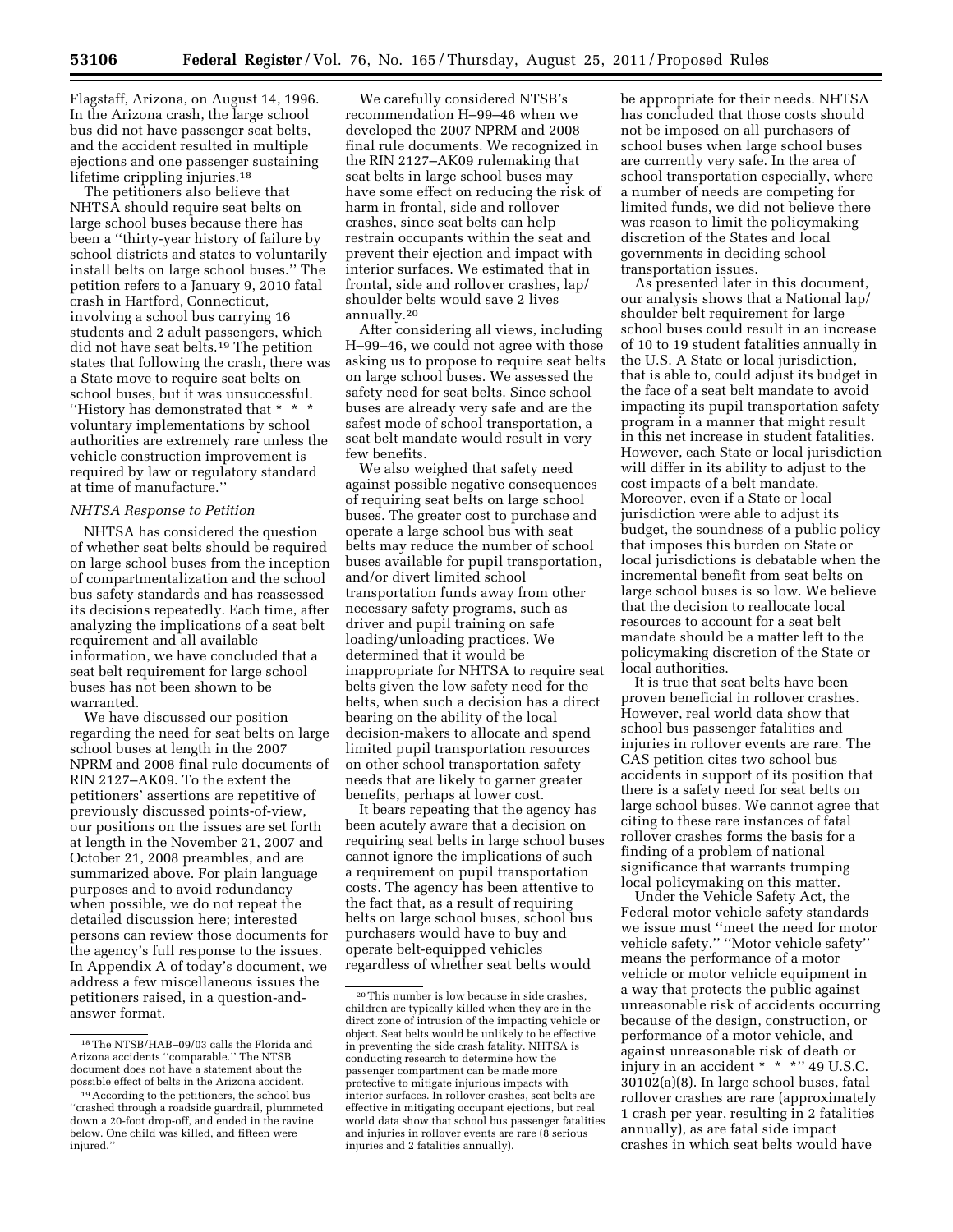Flagstaff, Arizona, on August 14, 1996. In the Arizona crash, the large school bus did not have passenger seat belts, and the accident resulted in multiple ejections and one passenger sustaining lifetime crippling injuries.[18]

The petitioners also believe that NHTSA should require seat belts on large school buses because there has been a ''thirty-year history of failure by school districts and states to voluntarily install belts on large school buses.'' The petition refers to a January 9, 2010 fatal crash in Hartford, Connecticut, involving a school bus carrying 16 students and 2 adult passengers, which did not have seat belts.[19] The petition states that following the crash, there was a State move to require seat belts on school buses, but it was unsuccessful. ''History has demonstrated that * * * voluntary implementations by school authorities are extremely rare unless the vehicle construction improvement is required by law or regulatory standard at time of manufacture.''

*NHTSA Response to Petition*

NHTSA has considered the question of whether seat belts should be required on large school buses from the inception of compartmentalization and the school bus safety standards and has reassessed its decisions repeatedly. Each time, after analyzing the implications of a seat belt requirement and all available information, we have concluded that a seat belt requirement for large school buses has not been shown to be warranted.

We have discussed our position regarding the need for seat belts on large school buses at length in the 2007 NPRM and 2008 final rule documents of RIN 2127–AK09. To the extent the petitioners' assertions are repetitive of previously discussed points-of-view, our positions on the issues are set forth at length in the November 21, 2007 and October 21, 2008 preambles, and are summarized above. For plain language purposes and to avoid redundancy when possible, we do not repeat the detailed discussion here; interested persons can review those documents for the agency's full response to the issues. In Appendix A of today's document, we address a few miscellaneous issues the petitioners raised, in a question-and-answer format.

We carefully considered NTSB's recommendation H–99–46 when we developed the 2007 NPRM and 2008 final rule documents. We recognized in the RIN 2127–AK09 rulemaking that seat belts in large school buses may have some effect on reducing the risk of harm in frontal, side and rollover crashes, since seat belts can help restrain occupants within the seat and prevent their ejection and impact with interior surfaces. We estimated that in frontal, side and rollover crashes, lap/shoulder belts would save 2 lives annually.[20]

After considering all views, including H–99–46, we could not agree with those asking us to propose to require seat belts on large school buses. We assessed the safety need for seat belts. Since school buses are already very safe and are the safest mode of school transportation, a seat belt mandate would result in very few benefits.

We also weighed that safety need against possible negative consequences of requiring seat belts on large school buses. The greater cost to purchase and operate a large school bus with seat belts may reduce the number of school buses available for pupil transportation, and/or divert limited school transportation funds away from other necessary safety programs, such as driver and pupil training on safe loading/unloading practices. We determined that it would be inappropriate for NHTSA to require seat belts given the low safety need for the belts, when such a decision has a direct bearing on the ability of the local decision-makers to allocate and spend limited pupil transportation resources on other school transportation safety needs that are likely to garner greater benefits, perhaps at lower cost.

It bears repeating that the agency has been acutely aware that a decision on requiring seat belts in large school buses cannot ignore the implications of such a requirement on pupil transportation costs. The agency has been attentive to the fact that, as a result of requiring belts on large school buses, school bus purchasers would have to buy and operate belt-equipped vehicles regardless of whether seat belts would be appropriate for their needs. NHTSA has concluded that those costs should not be imposed on all purchasers of school buses when large school buses are currently very safe. In the area of school transportation especially, where a number of needs are competing for limited funds, we did not believe there was reason to limit the policymaking discretion of the States and local governments in deciding school transportation issues.

As presented later in this document, our analysis shows that a National lap/shoulder belt requirement for large school buses could result in an increase of 10 to 19 student fatalities annually in the U.S. A State or local jurisdiction, that is able to, could adjust its budget in the face of a seat belt mandate to avoid impacting its pupil transportation safety program in a manner that might result in this net increase in student fatalities. However, each State or local jurisdiction will differ in its ability to adjust to the cost impacts of a belt mandate. Moreover, even if a State or local jurisdiction were able to adjust its budget, the soundness of a public policy that imposes this burden on State or local jurisdictions is debatable when the incremental benefit from seat belts on large school buses is so low. We believe that the decision to reallocate local resources to account for a seat belt mandate should be a matter left to the policymaking discretion of the State or local authorities.

It is true that seat belts have been proven beneficial in rollover crashes. However, real world data show that school bus passenger fatalities and injuries in rollover events are rare. The CAS petition cites two school bus accidents in support of its position that there is a safety need for seat belts on large school buses. We cannot agree that citing to these rare instances of fatal rollover crashes forms the basis for a finding of a problem of national significance that warrants trumping local policymaking on this matter.

Under the Vehicle Safety Act, the Federal motor vehicle safety standards we issue must ''meet the need for motor vehicle safety.'' ''Motor vehicle safety'' means the performance of a motor vehicle or motor vehicle equipment in a way that protects the public against unreasonable risk of accidents occurring because of the design, construction, or performance of a motor vehicle, and against unreasonable risk of death or injury in an accident * * *'' 49 U.S.C. 30102(a)(8). In large school buses, fatal rollover crashes are rare (approximately 1 crash per year, resulting in 2 fatalities annually), as are fatal side impact crashes in which seat belts would have

---

[18] The NTSB/HAB–09/03 calls the Florida and Arizona accidents ''comparable.'' The NTSB document does not have a statement about the possible effect of belts in the Arizona accident.

[19] According to the petitioners, the school bus ''crashed through a roadside guardrail, plummeted down a 20-foot drop-off, and ended in the ravine below. One child was killed, and fifteen were injured.''

[20] This number is low because in side crashes, children are typically killed when they are in the direct zone of intrusion of the impacting vehicle or object. Seat belts would be unlikely to be effective in preventing the side crash fatality. NHTSA is conducting research to determine how the passenger compartment can be made more protective to mitigate injurious impacts with interior surfaces. In rollover crashes, seat belts are effective in mitigating occupant ejections, but real world data show that school bus passenger fatalities and injuries in rollover events are rare (8 serious injuries and 2 fatalities annually).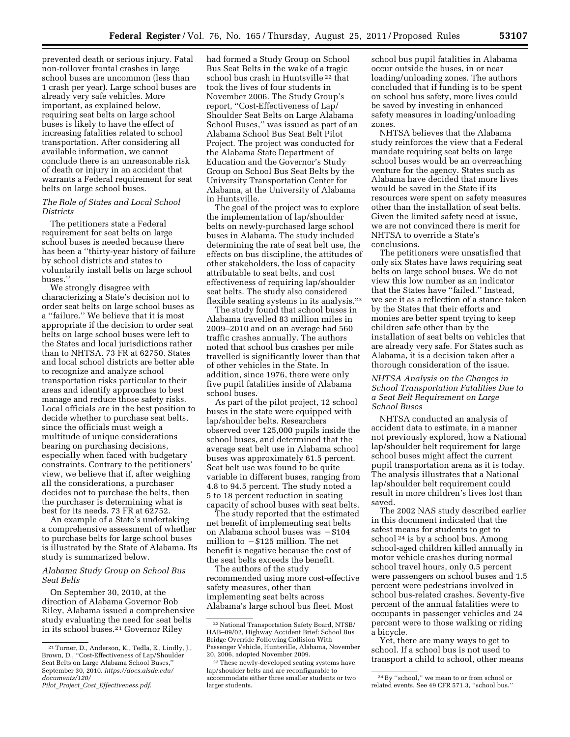prevented death or serious injury. Fatal non-rollover frontal crashes in large school buses are uncommon (less than 1 crash per year). Large school buses are already very safe vehicles. More important, as explained below, requiring seat belts on large school buses is likely to have the effect of increasing fatalities related to school transportation. After considering all available information, we cannot conclude there is an unreasonable risk of death or injury in an accident that warrants a Federal requirement for seat belts on large school buses.

### *The Role of States and Local School Districts*

The petitioners state a Federal requirement for seat belts on large school buses is needed because there has been a ''thirty-year history of failure by school districts and states to voluntarily install belts on large school buses.''

We strongly disagree with characterizing a State's decision not to order seat belts on large school buses as a ''failure.'' We believe that it is most appropriate if the decision to order seat belts on large school buses were left to the States and local jurisdictions rather than to NHTSA. 73 FR at 62750. States and local school districts are better able to recognize and analyze school transportation risks particular to their areas and identify approaches to best manage and reduce those safety risks. Local officials are in the best position to decide whether to purchase seat belts, since the officials must weigh a multitude of unique considerations bearing on purchasing decisions, especially when faced with budgetary constraints. Contrary to the petitioners' view, we believe that if, after weighing all the considerations, a purchaser decides not to purchase the belts, then the purchaser is determining what is best for its needs. 73 FR at 62752.

An example of a State's undertaking a comprehensive assessment of whether to purchase belts for large school buses is illustrated by the State of Alabama. Its study is summarized below.

### *Alabama Study Group on School Bus Seat Belts*

On September 30, 2010, at the direction of Alabama Governor Bob Riley, Alabama issued a comprehensive study evaluating the need for seat belts in its school buses.[21] Governor Riley had formed a Study Group on School Bus Seat Belts in the wake of a tragic school bus crash in Huntsville[22] that took the lives of four students in November 2006. The Study Group's report, ''Cost-Effectiveness of Lap/Shoulder Seat Belts on Large Alabama School Buses,'' was issued as part of an Alabama School Bus Seat Belt Pilot Project. The project was conducted for the Alabama State Department of Education and the Governor's Study Group on School Bus Seat Belts by the University Transportation Center for Alabama, at the University of Alabama in Huntsville.

The goal of the project was to explore the implementation of lap/shoulder belts on newly-purchased large school buses in Alabama. The study included determining the rate of seat belt use, the effects on bus discipline, the attitudes of other stakeholders, the loss of capacity attributable to seat belts, and cost effectiveness of requiring lap/shoulder seat belts. The study also considered flexible seating systems in its analysis.[23]

The study found that school buses in Alabama travelled 83 million miles in 2009–2010 and on an average had 560 traffic crashes annually. The authors noted that school bus crashes per mile travelled is significantly lower than that of other vehicles in the State. In addition, since 1976, there were only five pupil fatalities inside of Alabama school buses.

As part of the pilot project, 12 school buses in the state were equipped with lap/shoulder belts. Researchers observed over 125,000 pupils inside the school buses, and determined that the average seat belt use in Alabama school buses was approximately 61.5 percent. Seat belt use was found to be quite variable in different buses, ranging from 4.8 to 94.5 percent. The study noted a 5 to 18 percent reduction in seating capacity of school buses with seat belts.

The study reported that the estimated net benefit of implementing seat belts on Alabama school buses was −$104 million to −$125 million. The net benefit is negative because the cost of the seat belts exceeds the benefit.

The authors of the study recommended using more cost-effective safety measures, other than implementing seat belts across Alabama's large school bus fleet. Most school bus pupil fatalities in Alabama occur outside the buses, in or near loading/unloading zones. The authors concluded that if funding is to be spent on school bus safety, more lives could be saved by investing in enhanced safety measures in loading/unloading zones.

NHTSA believes that the Alabama study reinforces the view that a Federal mandate requiring seat belts on large school buses would be an overreaching venture for the agency. States such as Alabama have decided that more lives would be saved in the State if its resources were spent on safety measures other than the installation of seat belts. Given the limited safety need at issue, we are not convinced there is merit for NHTSA to override a State's conclusions.

The petitioners were unsatisfied that only six States have laws requiring seat belts on large school buses. We do not view this low number as an indicator that the States have ''failed.'' Instead, we see it as a reflection of a stance taken by the States that their efforts and monies are better spent trying to keep children safe other than by the installation of seat belts on vehicles that are already very safe. For States such as Alabama, it is a decision taken after a thorough consideration of the issue.

### *NHTSA Analysis on the Changes in School Transportation Fatalities Due to a Seat Belt Requirement on Large School Buses*

NHTSA conducted an analysis of accident data to estimate, in a manner not previously explored, how a National lap/shoulder belt requirement for large school buses might affect the current pupil transportation arena as it is today. The analysis illustrates that a National lap/shoulder belt requirement could result in more children's lives lost than saved.

The 2002 NAS study described earlier in this document indicated that the safest means for students to get to school[24] is by a school bus. Among school-aged children killed annually in motor vehicle crashes during normal school travel hours, only 0.5 percent were passengers on school buses and 1.5 percent were pedestrians involved in school bus-related crashes. Seventy-five percent of the annual fatalities were to occupants in passenger vehicles and 24 percent were to those walking or riding a bicycle.

Yet, there are many ways to get to school. If a school bus is not used to transport a child to school, other means

---

[21] Turner, D., Anderson, K., Tedla, E., Lindly, J., Brown, D., ''Cost-Effectiveness of Lap/Shoulder Seat Belts on Large Alabama School Buses,'' September 30, 2010. *https://docs.alsde.edu/documents/120/Pilot_Project_Cost_Effectiveness.pdf.*

[22] National Transportation Safety Board, NTSB/HAB–09/02, Highway Accident Brief: School Bus Bridge Override Following Collision With Passenger Vehicle, Huntsville, Alabama, November 20, 2006, adopted November 2009.

[23] These newly-developed seating systems have lap/shoulder belts and are reconfigurable to accommodate either three smaller students or two larger students.

[24] By ''school,'' we mean to or from school or related events. See 49 CFR 571.3, ''school bus.''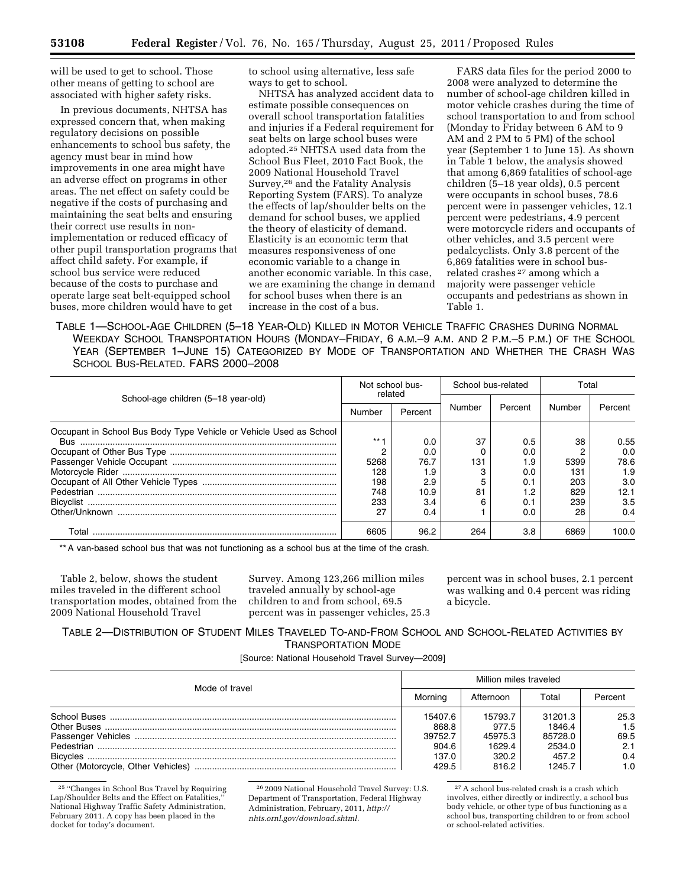will be used to get to school. Those other means of getting to school are associated with higher safety risks.

In previous documents, NHTSA has expressed concern that, when making regulatory decisions on possible enhancements to school bus safety, the agency must bear in mind how improvements in one area might have an adverse effect on programs in other areas. The net effect on safety could be negative if the costs of purchasing and maintaining the seat belts and ensuring their correct use results in non-implementation or reduced efficacy of other pupil transportation programs that affect child safety. For example, if school bus service were reduced because of the costs to purchase and operate large seat belt-equipped school buses, more children would have to get to school using alternative, less safe ways to get to school.

NHTSA has analyzed accident data to estimate possible consequences on overall school transportation fatalities and injuries if a Federal requirement for seat belts on large school buses were adopted.[25] NHTSA used data from the School Bus Fleet, 2010 Fact Book, the 2009 National Household Travel Survey,[26] and the Fatality Analysis Reporting System (FARS). To analyze the effects of lap/shoulder belts on the demand for school buses, we applied the theory of elasticity of demand. Elasticity is an economic term that measures responsiveness of one economic variable to a change in another economic variable. In this case, we are examining the change in demand for school buses when there is an increase in the cost of a bus.

FARS data files for the period 2000 to 2008 were analyzed to determine the number of school-age children killed in motor vehicle crashes during the time of school transportation to and from school (Monday to Friday between 6 AM to 9 AM and 2 PM to 5 PM) of the school year (September 1 to June 15). As shown in Table 1 below, the analysis showed that among 6,869 fatalities of school-age children (5–18 year olds), 0.5 percent were occupants in school buses, 78.6 percent were in passenger vehicles, 12.1 percent were pedestrians, 4.9 percent were motorcycle riders and occupants of other vehicles, and 3.5 percent were pedalcyclists. Only 3.8 percent of the 6,869 fatalities were in school bus-related crashes [27] among which a majority were passenger vehicle occupants and pedestrians as shown in Table 1.

TABLE 1—SCHOOL-AGE CHILDREN (5–18 YEAR-OLD) KILLED IN MOTOR VEHICLE TRAFFIC CRASHES DURING NORMAL WEEKDAY SCHOOL TRANSPORTATION HOURS (MONDAY–FRIDAY, 6 A.M.–9 A.M. AND 2 P.M.–5 P.M.) OF THE SCHOOL YEAR (SEPTEMBER 1–JUNE 15) CATEGORIZED BY MODE OF TRANSPORTATION AND WHETHER THE CRASH WAS SCHOOL BUS-RELATED. FARS 2000–2008

| School-age children (5–18 year-old) | Not school bus-related | | School bus-related | | Total | |
|---|---|---|---|---|---|---|
| | Number | Percent | Number | Percent | Number | Percent |
| Occupant in School Bus Body Type Vehicle or Vehicle Used as School Bus | ** 1 | 0.0 | 37 | 0.5 | 38 | 0.55 |
| Occupant of Other Bus Type | 2 | 0.0 | 0 | 0.0 | 2 | 0.0 |
| Passenger Vehicle Occupant | 5268 | 76.7 | 131 | 1.9 | 5399 | 78.6 |
| Motorcycle Rider | 128 | 1.9 | 3 | 0.0 | 131 | 1.9 |
| Occupant of All Other Vehicle Types | 198 | 2.9 | 5 | 0.1 | 203 | 3.0 |
| Pedestrian | 748 | 10.9 | 81 | 1.2 | 829 | 12.1 |
| Bicyclist | 233 | 3.4 | 6 | 0.1 | 239 | 3.5 |
| Other/Unknown | 27 | 0.4 | 1 | 0.0 | 28 | 0.4 |
| Total | 6605 | 96.2 | 264 | 3.8 | 6869 | 100.0 |

** A van-based school bus that was not functioning as a school bus at the time of the crash.

Table 2, below, shows the student miles traveled in the different school transportation modes, obtained from the 2009 National Household Travel Survey. Among 123,266 million miles traveled annually by school-age children to and from school, 69.5 percent was in passenger vehicles, 25.3 percent was in school buses, 2.1 percent was walking and 0.4 percent was riding a bicycle.

TABLE 2—DISTRIBUTION OF STUDENT MILES TRAVELED TO-AND-FROM SCHOOL AND SCHOOL-RELATED ACTIVITIES BY TRANSPORTATION MODE

[Source: National Household Travel Survey—2009]

| Mode of travel | Million miles traveled | | | |
|---|---|---|---|---|
| | Morning | Afternoon | Total | Percent |
| School Buses | 15407.6 | 15793.7 | 31201.3 | 25.3 |
| Other Buses | 868.8 | 977.5 | 1846.4 | 1.5 |
| Passenger Vehicles | 39752.7 | 45975.3 | 85728.0 | 69.5 |
| Pedestrian | 904.6 | 1629.4 | 2534.0 | 2.1 |
| Bicycles | 137.0 | 320.2 | 457.2 | 0.4 |
| Other (Motorcycle, Other Vehicles) | 429.5 | 816.2 | 1245.7 | 1.0 |

[25] "Changes in School Bus Travel by Requiring Lap/Shoulder Belts and the Effect on Fatalities," National Highway Traffic Safety Administration, February 2011. A copy has been placed in the docket for today's document.

[26] 2009 National Household Travel Survey: U.S. Department of Transportation, Federal Highway Administration, February, 2011, *http://nhts.ornl.gov/download.shtml.*

[27] A school bus-related crash is a crash which involves, either directly or indirectly, a school bus body vehicle, or other type of bus functioning as a school bus, transporting children to or from school or school-related activities.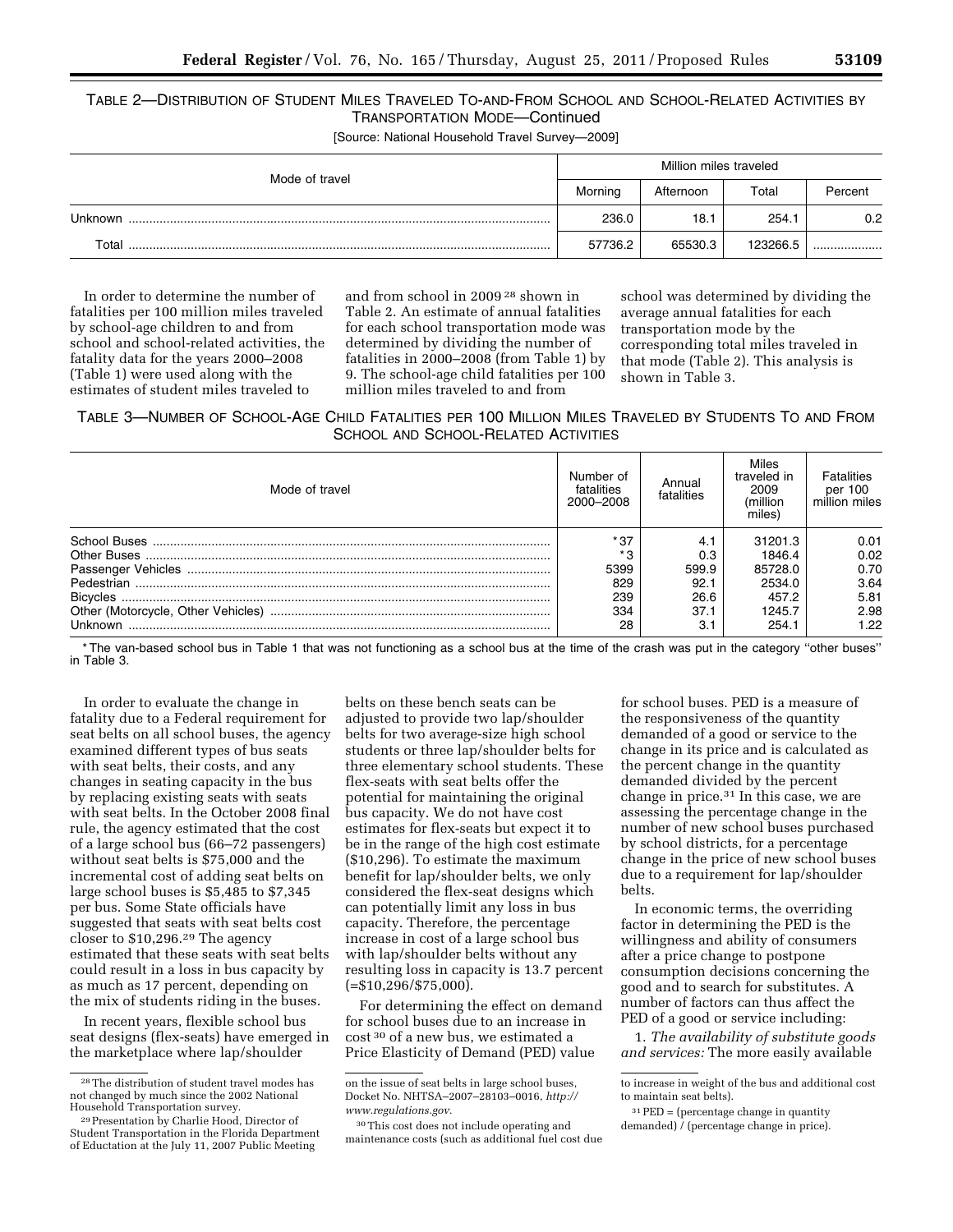TABLE 2—DISTRIBUTION OF STUDENT MILES TRAVELED TO-AND-FROM SCHOOL AND SCHOOL-RELATED ACTIVITIES BY TRANSPORTATION MODE—Continued

[Source: National Household Travel Survey—2009]

| Mode of travel | Million miles traveled | | | |
|---|---|---|---|---|
| | Morning | Afternoon | Total | Percent |
| Unknown | 236.0 | 18.1 | 254.1 | 0.2 |
| Total | 57736.2 | 65530.3 | 123266.5 | |

In order to determine the number of fatalities per 100 million miles traveled by school-age children to and from school and school-related activities, the fatality data for the years 2000–2008 (Table 1) were used along with the estimates of student miles traveled to and from school in 2009 [28] shown in Table 2. An estimate of annual fatalities for each school transportation mode was determined by dividing the number of fatalities in 2000–2008 (from Table 1) by 9. The school-age child fatalities per 100 million miles traveled to and from school was determined by dividing the average annual fatalities for each transportation mode by the corresponding total miles traveled in that mode (Table 2). This analysis is shown in Table 3.

TABLE 3—NUMBER OF SCHOOL-AGE CHILD FATALITIES PER 100 MILLION MILES TRAVELED BY STUDENTS TO AND FROM SCHOOL AND SCHOOL-RELATED ACTIVITIES

| Mode of travel | Number of fatalities 2000–2008 | Annual fatalities | Miles traveled in 2009 (million miles) | Fatalities per 100 million miles |
|---|---|---|---|---|
| School Buses | *37 | 4.1 | 31201.3 | 0.01 |
| Other Buses | *3 | 0.3 | 1846.4 | 0.02 |
| Passenger Vehicles | 5399 | 599.9 | 85728.0 | 0.70 |
| Pedestrian | 829 | 92.1 | 2534.0 | 3.64 |
| Bicycles | 239 | 26.6 | 457.2 | 5.81 |
| Other (Motorcycle, Other Vehicles) | 334 | 37.1 | 1245.7 | 2.98 |
| Unknown | 28 | 3.1 | 254.1 | 1.22 |

* The van-based school bus in Table 1 that was not functioning as a school bus at the time of the crash was put in the category "other buses" in Table 3.

In order to evaluate the change in fatality due to a Federal requirement for seat belts on all school buses, the agency examined different types of bus seats with seat belts, their costs, and any changes in seating capacity in the bus by replacing existing seats with seats with seat belts. In the October 2008 final rule, the agency estimated that the cost of a large school bus (66–72 passengers) without seat belts is $75,000 and the incremental cost of adding seat belts on large school buses is $5,485 to $7,345 per bus. Some State officials have suggested that seats with seat belts cost closer to $10,296.[29] The agency estimated that these seats with seat belts could result in a loss in bus capacity by as much as 17 percent, depending on the mix of students riding in the buses.

In recent years, flexible school bus seat designs (flex-seats) have emerged in the marketplace where lap/shoulder belts on these bench seats can be adjusted to provide two lap/shoulder belts for two average-size high school students or three lap/shoulder belts for three elementary school students. These flex-seats with seat belts offer the potential for maintaining the original bus capacity. We do not have cost estimates for flex-seats but expect it to be in the range of the high cost estimate ($10,296). To estimate the maximum benefit for lap/shoulder belts, we only considered the flex-seat designs which can potentially limit any loss in bus capacity. Therefore, the percentage increase in cost of a large school bus with lap/shoulder belts without any resulting loss in capacity is 13.7 percent (=$10,296/$75,000).

For determining the effect on demand for school buses due to an increase in cost [30] of a new bus, we estimated a Price Elasticity of Demand (PED) value for school buses. PED is a measure of the responsiveness of the quantity demanded of a good or service to the change in its price and is calculated as the percent change in the quantity demanded divided by the percent change in price.[31] In this case, we are assessing the percentage change in the number of new school buses purchased by school districts, for a percentage change in the price of new school buses due to a requirement for lap/shoulder belts.

In economic terms, the overriding factor in determining the PED is the willingness and ability of consumers after a price change to postpone consumption decisions concerning the good and to search for substitutes. A number of factors can thus affect the PED of a good or service including:

1. *The availability of substitute goods and services:* The more easily available

[28] The distribution of student travel modes has not changed by much since the 2002 National Household Transportation survey.

[29] Presentation by Charlie Hood, Director of Student Transportation in the Florida Department of Eductation at the July 11, 2007 Public Meeting on the issue of seat belts in large school buses, Docket No. NHTSA–2007–28103–0016, *http://www.regulations.gov.*

[30] This cost does not include operating and maintenance costs (such as additional fuel cost due to increase in weight of the bus and additional cost to maintain seat belts).

[31] PED = (percentage change in quantity demanded) / (percentage change in price).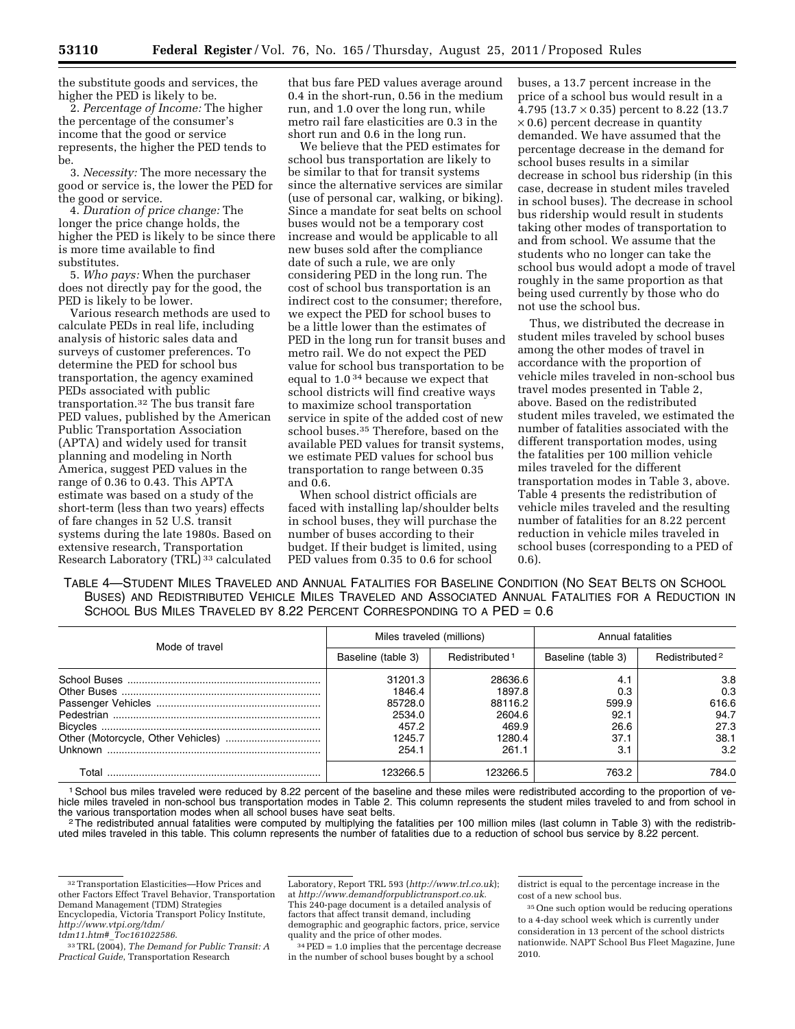the substitute goods and services, the higher the PED is likely to be.

2. *Percentage of Income:* The higher the percentage of the consumer's income that the good or service represents, the higher the PED tends to be.

3. *Necessity:* The more necessary the good or service is, the lower the PED for the good or service.

4. *Duration of price change:* The longer the price change holds, the higher the PED is likely to be since there is more time available to find substitutes.

5. *Who pays:* When the purchaser does not directly pay for the good, the PED is likely to be lower.

Various research methods are used to calculate PEDs in real life, including analysis of historic sales data and surveys of customer preferences. To determine the PED for school bus transportation, the agency examined PEDs associated with public transportation.[32] The bus transit fare PED values, published by the American Public Transportation Association (APTA) and widely used for transit planning and modeling in North America, suggest PED values in the range of 0.36 to 0.43. This APTA estimate was based on a study of the short-term (less than two years) effects of fare changes in 52 U.S. transit systems during the late 1980s. Based on extensive research, Transportation Research Laboratory (TRL)[33] calculated that bus fare PED values average around 0.4 in the short-run, 0.56 in the medium run, and 1.0 over the long run, while metro rail fare elasticities are 0.3 in the short run and 0.6 in the long run.

We believe that the PED estimates for school bus transportation are likely to be similar to that for transit systems since the alternative services are similar (use of personal car, walking, or biking). Since a mandate for seat belts on school buses would not be a temporary cost increase and would be applicable to all new buses sold after the compliance date of such a rule, we are only considering PED in the long run. The cost of school bus transportation is an indirect cost to the consumer; therefore, we expect the PED for school buses to be a little lower than the estimates of PED in the long run for transit buses and metro rail. We do not expect the PED value for school bus transportation to be equal to 1.0[34] because we expect that school districts will find creative ways to maximize school transportation service in spite of the added cost of new school buses.[35] Therefore, based on the available PED values for transit systems, we estimate PED values for school bus transportation to range between 0.35 and 0.6.

When school district officials are faced with installing lap/shoulder belts in school buses, they will purchase the number of buses according to their budget. If their budget is limited, using PED values from 0.35 to 0.6 for school buses, a 13.7 percent increase in the price of a school bus would result in a 4.795 ($13.7 \times 0.35$) percent to 8.22 ($13.7 \times 0.6$) percent decrease in quantity demanded. We have assumed that the percentage decrease in the demand for school buses results in a similar decrease in school bus ridership (in this case, decrease in student miles traveled in school buses). The decrease in school bus ridership would result in students taking other modes of transportation to and from school. We assume that the students who no longer can take the school bus would adopt a mode of travel roughly in the same proportion as that being used currently by those who do not use the school bus.

Thus, we distributed the decrease in student miles traveled by school buses among the other modes of travel in accordance with the proportion of vehicle miles traveled in non-school bus travel modes presented in Table 2, above. Based on the redistributed student miles traveled, we estimated the number of fatalities associated with the different transportation modes, using the fatalities per 100 million vehicle miles traveled for the different transportation modes in Table 3, above. Table 4 presents the redistribution of vehicle miles traveled and the resulting number of fatalities for an 8.22 percent reduction in vehicle miles traveled in school buses (corresponding to a PED of 0.6).

TABLE 4—STUDENT MILES TRAVELED AND ANNUAL FATALITIES FOR BASELINE CONDITION (NO SEAT BELTS ON SCHOOL BUSES) AND REDISTRIBUTED VEHICLE MILES TRAVELED AND ASSOCIATED ANNUAL FATALITIES FOR A REDUCTION IN SCHOOL BUS MILES TRAVELED BY 8.22 PERCENT CORRESPONDING TO A PED = 0.6

| Mode of travel | Miles traveled (millions) | | Annual fatalities | |
|---|---|---|---|---|
| | Baseline (table 3) | Redistributed [1] | Baseline (table 3) | Redistributed [2] |
| School Buses | 31201.3 | 28636.6 | 4.1 | 3.8 |
| Other Buses | 1846.4 | 1897.8 | 0.3 | 0.3 |
| Passenger Vehicles | 85728.0 | 88116.2 | 599.9 | 616.6 |
| Pedestrian | 2534.0 | 2604.6 | 92.1 | 94.7 |
| Bicycles | 457.2 | 469.9 | 26.6 | 27.3 |
| Other (Motorcycle, Other Vehicles) | 1245.7 | 1280.4 | 37.1 | 38.1 |
| Unknown | 254.1 | 261.1 | 3.1 | 3.2 |
| Total | 123266.5 | 123266.5 | 763.2 | 784.0 |

[1] School bus miles traveled were reduced by 8.22 percent of the baseline and these miles were redistributed according to the proportion of vehicle miles traveled in non-school bus transportation modes in Table 2. This column represents the student miles traveled to and from school in the various transportation modes when all school buses have seat belts.

[2] The redistributed annual fatalities were computed by multiplying the fatalities per 100 million miles (last column in Table 3) with the redistributed miles traveled in this table. This column represents the number of fatalities due to a reduction of school bus service by 8.22 percent.

---

[32] Transportation Elasticities—How Prices and other Factors Effect Travel Behavior, Transportation Demand Management (TDM) Strategies Encyclopedia, Victoria Transport Policy Institute, *http://www.vtpi.org/tdm/tdm11.htm#_Toc161022586*.

[33] TRL (2004), *The Demand for Public Transit: A Practical Guide*, Transportation Research Laboratory, Report TRL 593 (*http://www.trl.co.uk*); at *http://www.demandforpublictransport.co.uk*. This 240-page document is a detailed analysis of factors that affect transit demand, including demographic and geographic factors, price, service quality and the price of other modes.

[34] PED = 1.0 implies that the percentage decrease in the number of school buses bought by a school district is equal to the percentage increase in the cost of a new school bus.

[35] One such option would be reducing operations to a 4-day school week which is currently under consideration in 13 percent of the school districts nationwide. NAPT School Bus Fleet Magazine, June 2010.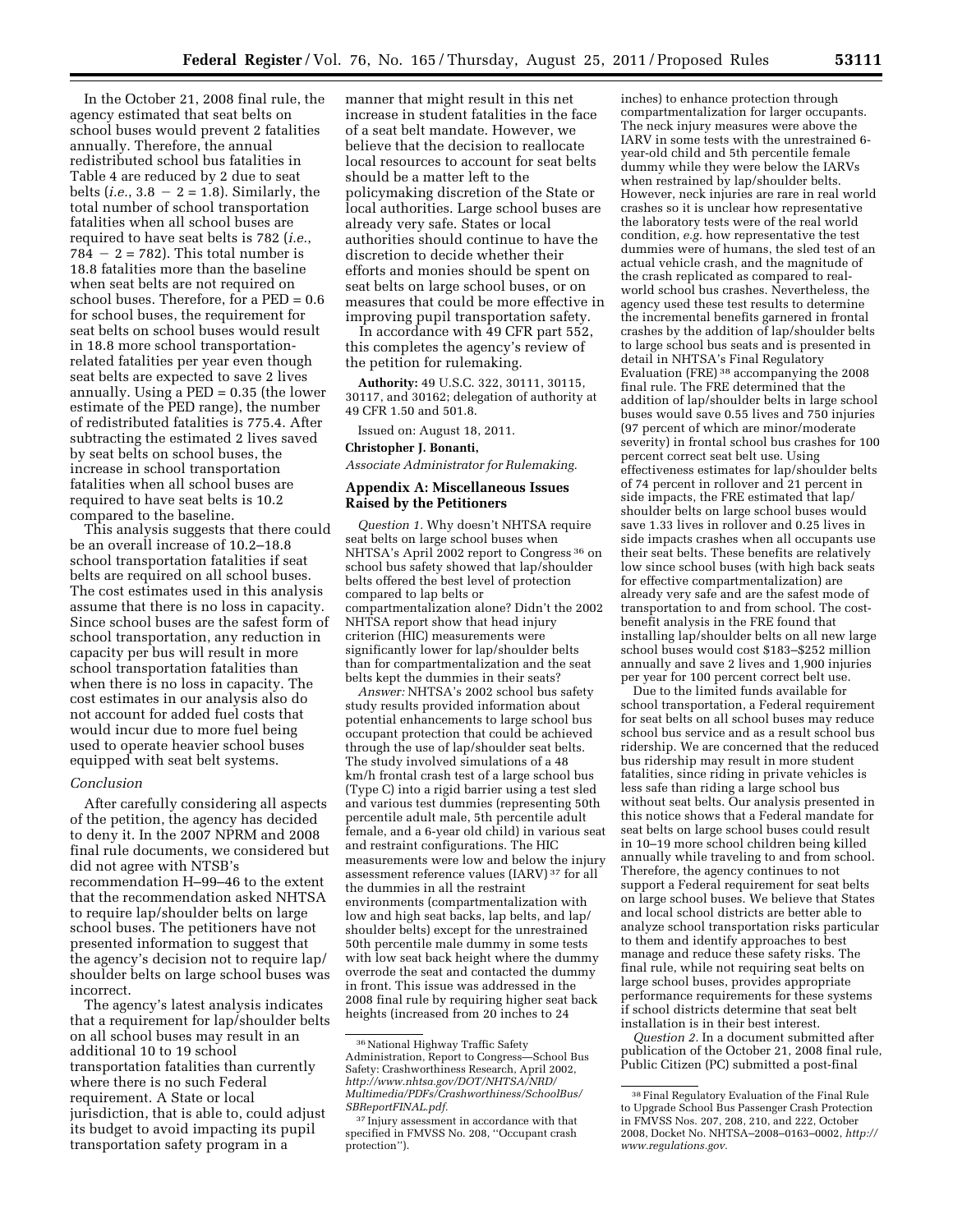In the October 21, 2008 final rule, the agency estimated that seat belts on school buses would prevent 2 fatalities annually. Therefore, the annual redistributed school bus fatalities in Table 4 are reduced by 2 due to seat belts (*i.e.*, 3.8 − 2 = 1.8). Similarly, the total number of school transportation fatalities when all school buses are required to have seat belts is 782 (*i.e.*, 784 − 2 = 782). This total number is 18.8 fatalities more than the baseline when seat belts are not required on school buses. Therefore, for a PED = 0.6 for school buses, the requirement for seat belts on school buses would result in 18.8 more school transportation-related fatalities per year even though seat belts are expected to save 2 lives annually. Using a PED = 0.35 (the lower estimate of the PED range), the number of redistributed fatalities is 775.4. After subtracting the estimated 2 lives saved by seat belts on school buses, the increase in school transportation fatalities when all school buses are required to have seat belts is 10.2 compared to the baseline.

This analysis suggests that there could be an overall increase of 10.2–18.8 school transportation fatalities if seat belts are required on all school buses. The cost estimates used in this analysis assume that there is no loss in capacity. Since school buses are the safest form of school transportation, any reduction in capacity per bus will result in more school transportation fatalities than when there is no loss in capacity. The cost estimates in our analysis also do not account for added fuel costs that would incur due to more fuel being used to operate heavier school buses equipped with seat belt systems.

### *Conclusion*

After carefully considering all aspects of the petition, the agency has decided to deny it. In the 2007 NPRM and 2008 final rule documents, we considered but did not agree with NTSB's recommendation H–99–46 to the extent that the recommendation asked NHTSA to require lap/shoulder belts on large school buses. The petitioners have not presented information to suggest that the agency's decision not to require lap/shoulder belts on large school buses was incorrect.

The agency's latest analysis indicates that a requirement for lap/shoulder belts on all school buses may result in an additional 10 to 19 school transportation fatalities than currently where there is no such Federal requirement. A State or local jurisdiction, that is able to, could adjust its budget to avoid impacting its pupil transportation safety program in a manner that might result in this net increase in student fatalities in the face of a seat belt mandate. However, we believe that the decision to reallocate local resources to account for seat belts should be a matter left to the policymaking discretion of the State or local authorities. Large school buses are already very safe. States or local authorities should continue to have the discretion to decide whether their efforts and monies should be spent on seat belts on large school buses, or on measures that could be more effective in improving pupil transportation safety.

In accordance with 49 CFR part 552, this completes the agency's review of the petition for rulemaking.

**Authority:** 49 U.S.C. 322, 30111, 30115, 30117, and 30162; delegation of authority at 49 CFR 1.50 and 501.8.

Issued on: August 18, 2011.

**Christopher J. Bonanti,**

*Associate Administrator for Rulemaking.*

## Appendix A: Miscellaneous Issues Raised by the Petitioners

*Question 1.* Why doesn't NHTSA require seat belts on large school buses when NHTSA's April 2002 report to Congress [36] on school bus safety showed that lap/shoulder belts offered the best level of protection compared to lap belts or compartmentalization alone? Didn't the 2002 NHTSA report show that head injury criterion (HIC) measurements were significantly lower for lap/shoulder belts than for compartmentalization and the seat belts kept the dummies in their seats?

*Answer:* NHTSA's 2002 school bus safety study results provided information about potential enhancements to large school bus occupant protection that could be achieved through the use of lap/shoulder seat belts. The study involved simulations of a 48 km/h frontal crash test of a large school bus (Type C) into a rigid barrier using a test sled and various test dummies (representing 50th percentile adult male, 5th percentile adult female, and a 6-year old child) in various seat and restraint configurations. The HIC measurements were low and below the injury assessment reference values (IARV) [37] for all the dummies in all the restraint environments (compartmentalization with low and high seat backs, lap belts, and lap/shoulder belts) except for the unrestrained 50th percentile male dummy in some tests with low seat back height where the dummy override the seat and contacted the dummy in front. This issue was addressed in the 2008 final rule by requiring higher seat back heights (increased from 20 inches to 24 inches) to enhance protection through compartmentalization for larger occupants. The neck injury measures were above the IARV in some tests with the unrestrained 6-year-old child and 5th percentile female dummy while they were below the IARVs when restrained by lap/shoulder belts. However, neck injuries are rare in real world crashes so it is unclear how representative the laboratory tests were of the real world condition, *e.g.* how representative the test dummies were of humans, the sled test of an actual vehicle crash, and the magnitude of the crash replicated as compared to real-world school bus crashes. Nevertheless, the agency used these test results to determine the incremental benefits garnered in frontal crashes by the addition of lap/shoulder belts to large school bus seats and is presented in detail in NHTSA's Final Regulatory Evaluation (FRE) [38] accompanying the 2008 final rule. The FRE determined that the addition of lap/shoulder belts in large school buses would save 0.55 lives and 750 injuries (97 percent of which are minor/moderate severity) in frontal school bus crashes for 100 percent correct seat belt use. Using effectiveness estimates for lap/shoulder belts of 74 percent in rollover and 21 percent in side impacts, the FRE estimated that lap/shoulder belts on large school buses would save 1.33 lives in rollover and 0.25 lives in side impacts crashes when all occupants use their seat belts. These benefits are relatively low since school buses (with high back seats for effective compartmentalization) are already very safe and are the safest mode of transportation to and from school. The cost-benefit analysis in the FRE found that installing lap/shoulder belts on all new large school buses would cost $183–$252 million annually and save 2 lives and 1,900 injuries per year for 100 percent correct belt use.

Due to the limited funds available for school transportation, a Federal requirement for seat belts on all school buses may reduce school bus service and as a result school bus ridership. We are concerned that the reduced bus ridership may result in more student fatalities, since riding in private vehicles is less safe than riding a large school bus without seat belts. Our analysis presented in this notice shows that a Federal mandate for seat belts on large school buses could result in 10–19 more school children being killed annually while traveling to and from school. Therefore, the agency continues to not support a Federal requirement for seat belts on large school buses. We believe that States and local school districts are better able to analyze school transportation risks particular to them and identify approaches to best manage and reduce these safety risks. The final rule, while not requiring seat belts on large school buses, provides appropriate performance requirements for these systems if school districts determine that seat belt installation is in their best interest.

*Question 2.* In a document submitted after publication of the October 21, 2008 final rule, Public Citizen (PC) submitted a post-final

---

[36] National Highway Traffic Safety Administration, Report to Congress—School Bus Safety: Crashworthiness Research, April 2002, *http://www.nhtsa.gov/DOT/NHTSA/NRD/Multimedia/PDFs/Crashworthiness/SchoolBus/SBReportFINAL.pdf.*

[37] Injury assessment in accordance with that specified in FMVSS No. 208, ''Occupant crash protection'').

[38] Final Regulatory Evaluation of the Final Rule to Upgrade School Bus Passenger Crash Protection in FMVSS Nos. 207, 208, 210, and 222, October 2008, Docket No. NHTSA–2008–0163–0002, *http://www.regulations.gov.*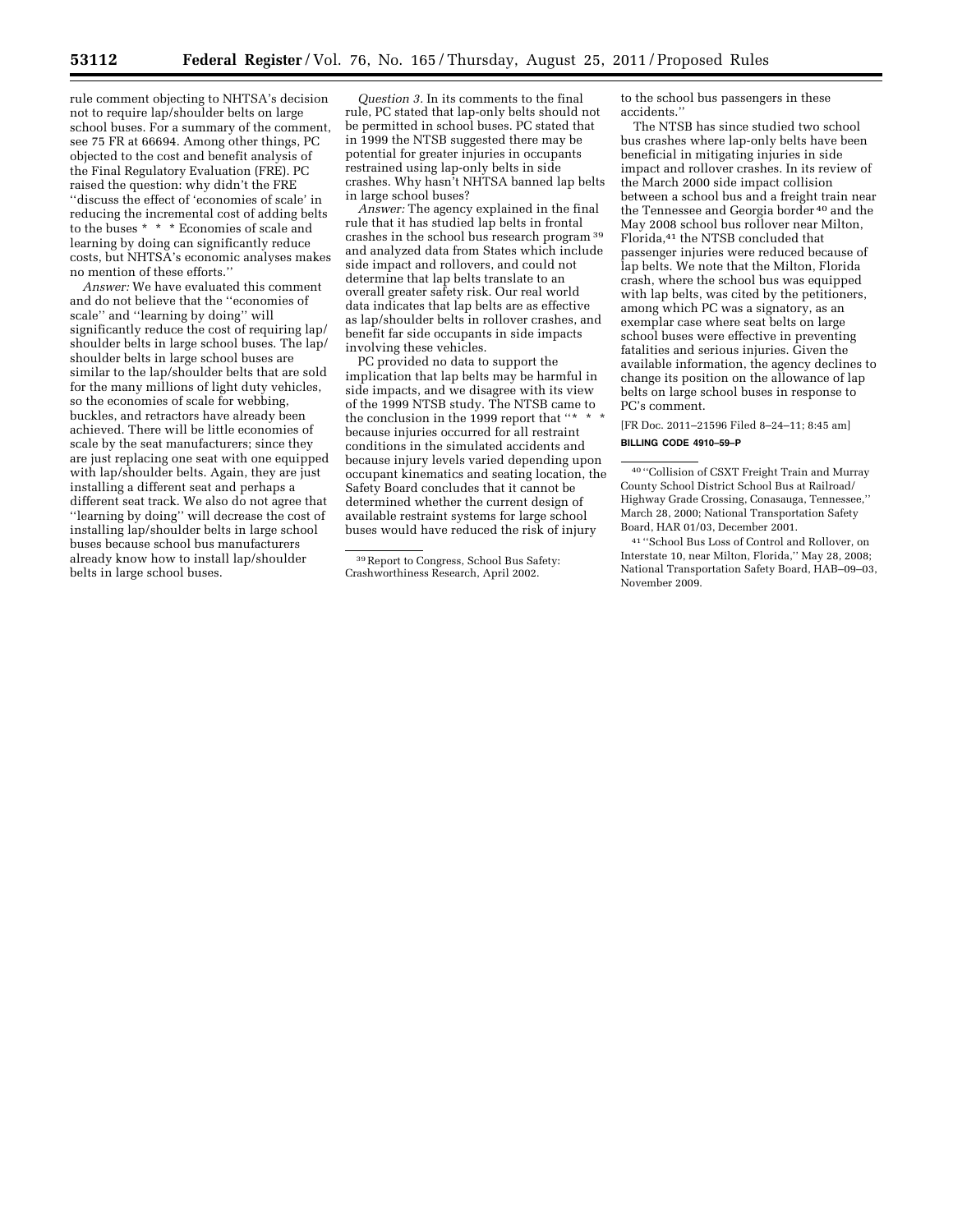rule comment objecting to NHTSA's decision not to require lap/shoulder belts on large school buses. For a summary of the comment, see 75 FR at 66694. Among other things, PC objected to the cost and benefit analysis of the Final Regulatory Evaluation (FRE). PC raised the question: why didn't the FRE ''discuss the effect of 'economies of scale' in reducing the incremental cost of adding belts to the buses * * * Economies of scale and learning by doing can significantly reduce costs, but NHTSA's economic analyses makes no mention of these efforts.''

*Answer:* We have evaluated this comment and do not believe that the ''economies of scale'' and ''learning by doing'' will significantly reduce the cost of requiring lap/shoulder belts in large school buses. The lap/shoulder belts in large school buses are similar to the lap/shoulder belts that are sold for the many millions of light duty vehicles, so the economies of scale for webbing, buckles, and retractors have already been achieved. There will be little economies of scale by the seat manufacturers; since they are just replacing one seat with one equipped with lap/shoulder belts. Again, they are just installing a different seat and perhaps a different seat track. We also do not agree that ''learning by doing'' will decrease the cost of installing lap/shoulder belts in large school buses because school bus manufacturers already know how to install lap/shoulder belts in large school buses.

*Question 3.* In its comments to the final rule, PC stated that lap-only belts should not be permitted in school buses. PC stated that in 1999 the NTSB suggested there may be potential for greater injuries in occupants restrained using lap-only belts in side crashes. Why hasn't NHTSA banned lap belts in large school buses?

*Answer:* The agency explained in the final rule that it has studied lap belts in frontal crashes in the school bus research program [39] and analyzed data from States which include side impact and rollovers, and could not determine that lap belts translate to an overall greater safety risk. Our real world data indicates that lap belts are as effective as lap/shoulder belts in rollover crashes, and benefit far side occupants in side impacts involving these vehicles.

PC provided no data to support the implication that lap belts may be harmful in side impacts, and we disagree with its view of the 1999 NTSB study. The NTSB came to the conclusion in the 1999 report that ''* * * because injuries occurred for all restraint conditions in the simulated accidents and because injury levels varied depending upon occupant kinematics and seating location, the Safety Board concludes that it cannot be determined whether the current design of available restraint systems for large school buses would have reduced the risk of injury to the school bus passengers in these accidents.''

The NTSB has since studied two school bus crashes where lap-only belts have been beneficial in mitigating injuries in side impact and rollover crashes. In its review of the March 2000 side impact collision between a school bus and a freight train near the Tennessee and Georgia border [40] and the May 2008 school bus rollover near Milton, Florida,[41] the NTSB concluded that passenger injuries were reduced because of lap belts. We note that the Milton, Florida crash, where the school bus was equipped with lap belts, was cited by the petitioners, among which PC was a signatory, as an exemplar case where seat belts on large school buses were effective in preventing fatalities and serious injuries. Given the available information, the agency declines to change its position on the allowance of lap belts on large school buses in response to PC's comment.

[FR Doc. 2011–21596 Filed 8–24–11; 8:45 am]

**BILLING CODE 4910–59–P**

---

[39] Report to Congress, School Bus Safety: Crashworthiness Research, April 2002.

[40] ''Collision of CSXT Freight Train and Murray County School District School Bus at Railroad/Highway Grade Crossing, Conasauga, Tennessee,'' March 28, 2000; National Transportation Safety Board, HAR 01/03, December 2001.

[41] ''School Bus Loss of Control and Rollover, on Interstate 10, near Milton, Florida,'' May 28, 2008; National Transportation Safety Board, HAB–09–03, November 2009.